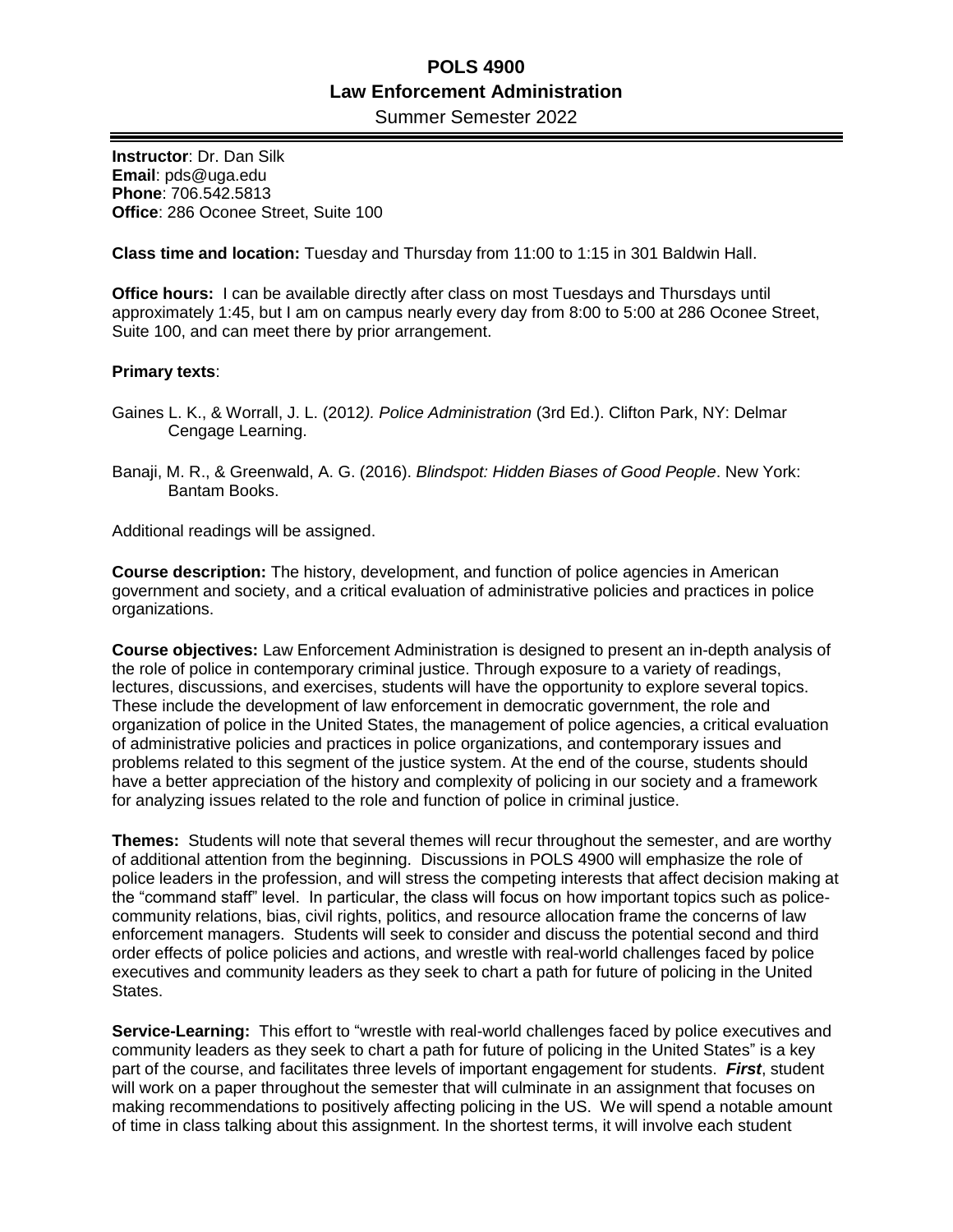# POLS 4900
## Law Enforcement Administration
### Summer Semester 2022

**Instructor**: Dr. Dan Silk
**Email**: pds@uga.edu
**Phone**: 706.542.5813
**Office**: 286 Oconee Street, Suite 100

**Class time and location:** Tuesday and Thursday from 11:00 to 1:15 in 301 Baldwin Hall.

**Office hours:** I can be available directly after class on most Tuesdays and Thursdays until approximately 1:45, but I am on campus nearly every day from 8:00 to 5:00 at 286 Oconee Street, Suite 100, and can meet there by prior arrangement.

**Primary texts**:

Gaines L. K., & Worrall, J. L. (2012*). Police Administration* (3rd Ed.). Clifton Park, NY: Delmar Cengage Learning.

Banaji, M. R., & Greenwald, A. G. (2016). *Blindspot: Hidden Biases of Good People*. New York: Bantam Books.

Additional readings will be assigned.

**Course description:** The history, development, and function of police agencies in American government and society, and a critical evaluation of administrative policies and practices in police organizations.

**Course objectives:** Law Enforcement Administration is designed to present an in-depth analysis of the role of police in contemporary criminal justice. Through exposure to a variety of readings, lectures, discussions, and exercises, students will have the opportunity to explore several topics. These include the development of law enforcement in democratic government, the role and organization of police in the United States, the management of police agencies, a critical evaluation of administrative policies and practices in police organizations, and contemporary issues and problems related to this segment of the justice system. At the end of the course, students should have a better appreciation of the history and complexity of policing in our society and a framework for analyzing issues related to the role and function of police in criminal justice.

**Themes:** Students will note that several themes will recur throughout the semester, and are worthy of additional attention from the beginning. Discussions in POLS 4900 will emphasize the role of police leaders in the profession, and will stress the competing interests that affect decision making at the "command staff" level. In particular, the class will focus on how important topics such as police-community relations, bias, civil rights, politics, and resource allocation frame the concerns of law enforcement managers. Students will seek to consider and discuss the potential second and third order effects of police policies and actions, and wrestle with real-world challenges faced by police executives and community leaders as they seek to chart a path for future of policing in the United States.

**Service-Learning:** This effort to "wrestle with real-world challenges faced by police executives and community leaders as they seek to chart a path for future of policing in the United States" is a key part of the course, and facilitates three levels of important engagement for students. ***First***, student will work on a paper throughout the semester that will culminate in an assignment that focuses on making recommendations to positively affecting policing in the US. We will spend a notable amount of time in class talking about this assignment. In the shortest terms, it will involve each student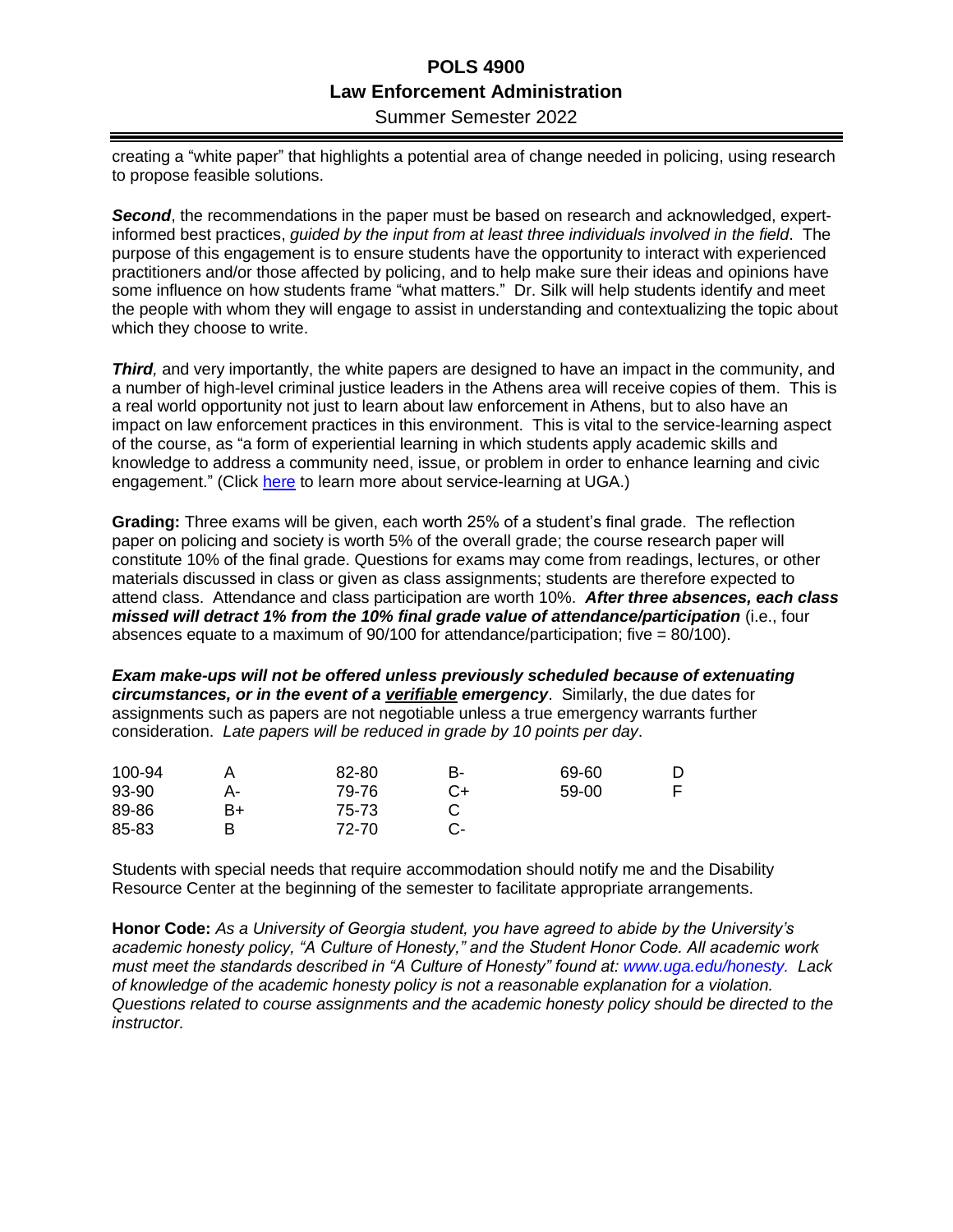creating a "white paper" that highlights a potential area of change needed in policing, using research to propose feasible solutions.

***Second***, the recommendations in the paper must be based on research and acknowledged, expert-informed best practices, *guided by the input from at least three individuals involved in the field*. The purpose of this engagement is to ensure students have the opportunity to interact with experienced practitioners and/or those affected by policing, and to help make sure their ideas and opinions have some influence on how students frame "what matters." Dr. Silk will help students identify and meet the people with whom they will engage to assist in understanding and contextualizing the topic about which they choose to write.

***Third,*** and very importantly, the white papers are designed to have an impact in the community, and a number of high-level criminal justice leaders in the Athens area will receive copies of them. This is a real world opportunity not just to learn about law enforcement in Athens, but to also have an impact on law enforcement practices in this environment. This is vital to the service-learning aspect of the course, as "a form of experiential learning in which students apply academic skills and knowledge to address a community need, issue, or problem in order to enhance learning and civic engagement." (Click here to learn more about service-learning at UGA.)

**Grading:** Three exams will be given, each worth 25% of a student's final grade. The reflection paper on policing and society is worth 5% of the overall grade; the course research paper will constitute 10% of the final grade. Questions for exams may come from readings, lectures, or other materials discussed in class or given as class assignments; students are therefore expected to attend class. Attendance and class participation are worth 10%. ***After three absences, each class missed will detract 1% from the 10% final grade value of attendance/participation*** (i.e., four absences equate to a maximum of 90/100 for attendance/participation; five = 80/100).

***Exam make-ups will not be offered unless previously scheduled because of extenuating circumstances, or in the event of a verifiable emergency***. Similarly, the due dates for assignments such as papers are not negotiable unless a true emergency warrants further consideration. *Late papers will be reduced in grade by 10 points per day*.

| | | | | | |
|---|---|---|---|---|---|
| 100-94 | A | 82-80 | B- | 69-60 | D |
| 93-90 | A- | 79-76 | C+ | 59-00 | F |
| 89-86 | B+ | 75-73 | C | | |
| 85-83 | B | 72-70 | C- | | |

Students with special needs that require accommodation should notify me and the Disability Resource Center at the beginning of the semester to facilitate appropriate arrangements.

**Honor Code:** *As a University of Georgia student, you have agreed to abide by the University's academic honesty policy, "A Culture of Honesty," and the Student Honor Code. All academic work must meet the standards described in "A Culture of Honesty" found at: www.uga.edu/honesty. Lack of knowledge of the academic honesty policy is not a reasonable explanation for a violation. Questions related to course assignments and the academic honesty policy should be directed to the instructor.*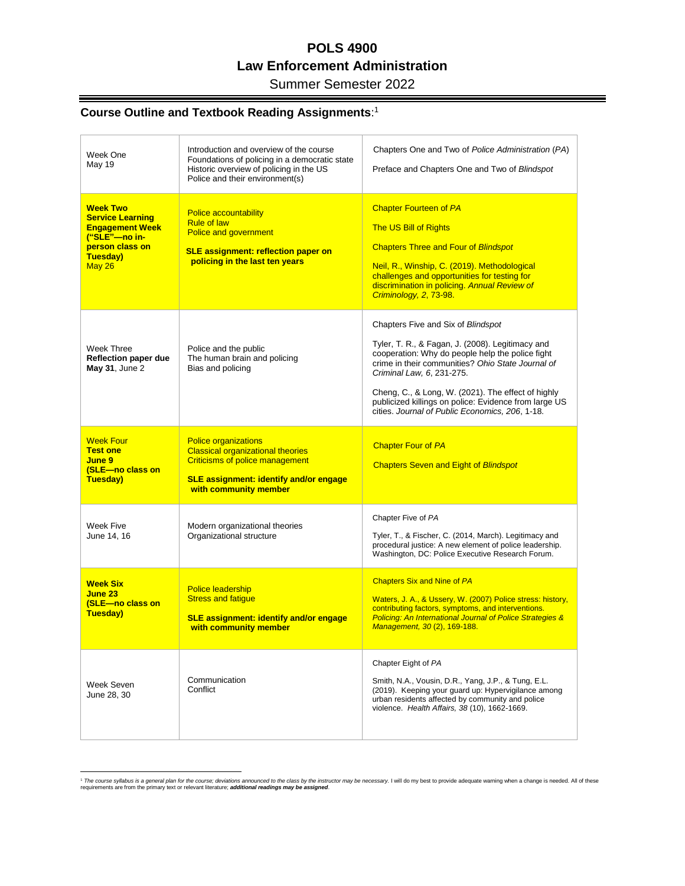# POLS 4900

# Law Enforcement Administration

Summer Semester 2022

## Course Outline and Textbook Reading Assignments:[1]

| | | |
|---|---|---|
| Week One<br>May 19 | Introduction and overview of the course<br>Foundations of policing in a democratic state<br>Historic overview of policing in the US<br>Police and their environment(s) | Chapters One and Two of *Police Administration* (*PA*)<br><br>Preface and Chapters One and Two of *Blindspot* |
| **Week Two**<br>**Service Learning Engagement Week ("SLE"—no in-person class on Tuesday)**<br>May 26 | Police accountability<br>Rule of law<br>Police and government<br><br>**SLE assignment: reflection paper on policing in the last ten years** | Chapter Fourteen of *PA*<br><br>The US Bill of Rights<br><br>Chapters Three and Four of *Blindspot*<br><br>Neil, R., Winship, C. (2019). Methodological challenges and opportunities for testing for discrimination in policing. *Annual Review of Criminology, 2*, 73-98. |
| Week Three<br>**Reflection paper due May 31**, June 2 | Police and the public<br>The human brain and policing<br>Bias and policing | Chapters Five and Six of *Blindspot*<br><br>Tyler, T. R., & Fagan, J. (2008). Legitimacy and cooperation: Why do people help the police fight crime in their communities? *Ohio State Journal of Criminal Law, 6*, 231-275.<br><br>Cheng, C., & Long, W. (2021). The effect of highly publicized killings on police: Evidence from large US cities. *Journal of Public Economics, 206*, 1-18. |
| Week Four<br>**Test one**<br>**June 9**<br>**(SLE—no class on Tuesday)** | Police organizations<br>Classical organizational theories<br>Criticisms of police management<br><br>**SLE assignment: identify and/or engage with community member** | Chapter Four of *PA*<br><br>Chapters Seven and Eight of *Blindspot* |
| Week Five<br>June 14, 16 | Modern organizational theories<br>Organizational structure | Chapter Five of *PA*<br><br>Tyler, T., & Fischer, C. (2014, March). Legitimacy and procedural justice: A new element of police leadership. Washington, DC: Police Executive Research Forum. |
| **Week Six**<br>**June 23**<br>**(SLE—no class on Tuesday)** | Police leadership<br>Stress and fatigue<br><br>**SLE assignment: identify and/or engage with community member** | Chapters Six and Nine of *PA*<br><br>Waters, J. A., & Ussery, W. (2007) Police stress: history, contributing factors, symptoms, and interventions. *Policing: An International Journal of Police Strategies & Management, 30* (2), 169-188. |
| Week Seven<br>June 28, 30 | Communication<br>Conflict | Chapter Eight of *PA*<br><br>Smith, N.A., Vousin, D.R., Yang, J.P., & Tung, E.L. (2019). Keeping your guard up: Hypervigilance among urban residents affected by community and police violence. *Health Affairs, 38* (10), 1662-1669. |

[1] *The course syllabus is a general plan for the course; deviations announced to the class by the instructor may be necessary.* I will do my best to provide adequate warning when a change is needed. All of these requirements are from the primary text or relevant literature; ***additional readings may be assigned***.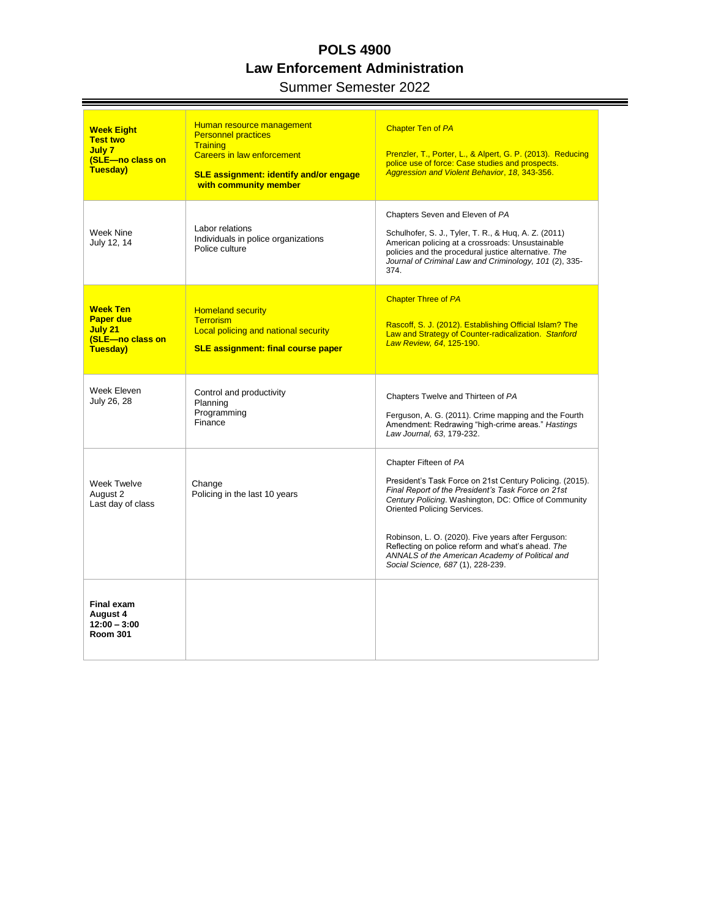# POLS 4900

# Law Enforcement Administration

## Summer Semester 2022

| | | |
|---|---|---|
| **Week Eight**<br>**Test two**<br>**July 7**<br>**(SLE—no class on Tuesday)** | Human resource management<br>Personnel practices<br>Training<br>Careers in law enforcement<br><br>**SLE assignment: identify and/or engage with community member** | Chapter Ten of *PA*<br><br>Prenzler, T., Porter, L., & Alpert, G. P. (2013). Reducing police use of force: Case studies and prospects. *Aggression and Violent Behavior*, *18*, 343-356. |
| Week Nine<br>July 12, 14 | Labor relations<br>Individuals in police organizations<br>Police culture | Chapters Seven and Eleven of *PA*<br><br>Schulhofer, S. J., Tyler, T. R., & Huq, A. Z. (2011) American policing at a crossroads: Unsustainable policies and the procedural justice alternative. *The Journal of Criminal Law and Criminology, 101* (2), 335-374. |
| **Week Ten**<br>**Paper due**<br>**July 21**<br>**(SLE—no class on Tuesday)** | Homeland security<br>Terrorism<br>Local policing and national security<br><br>**SLE assignment: final course paper** | Chapter Three of *PA*<br><br>Rascoff, S. J. (2012). Establishing Official Islam? The Law and Strategy of Counter-radicalization. *Stanford Law Review, 64*, 125-190. |
| Week Eleven<br>July 26, 28 | Control and productivity<br>Planning<br>Programming<br>Finance | Chapters Twelve and Thirteen of *PA*<br><br>Ferguson, A. G. (2011). Crime mapping and the Fourth Amendment: Redrawing "high-crime areas." *Hastings Law Journal, 63*, 179-232. |
| Week Twelve<br>August 2<br>Last day of class | Change<br>Policing in the last 10 years | Chapter Fifteen of *PA*<br><br>President's Task Force on 21st Century Policing. (2015). *Final Report of the President's Task Force on 21st Century Policing*. Washington, DC: Office of Community Oriented Policing Services.<br><br>Robinson, L. O. (2020). Five years after Ferguson: Reflecting on police reform and what's ahead. *The ANNALS of the American Academy of Political and Social Science, 687* (1), 228-239. |
| **Final exam**<br>**August 4**<br>**12:00 – 3:00**<br>**Room 301** | | |